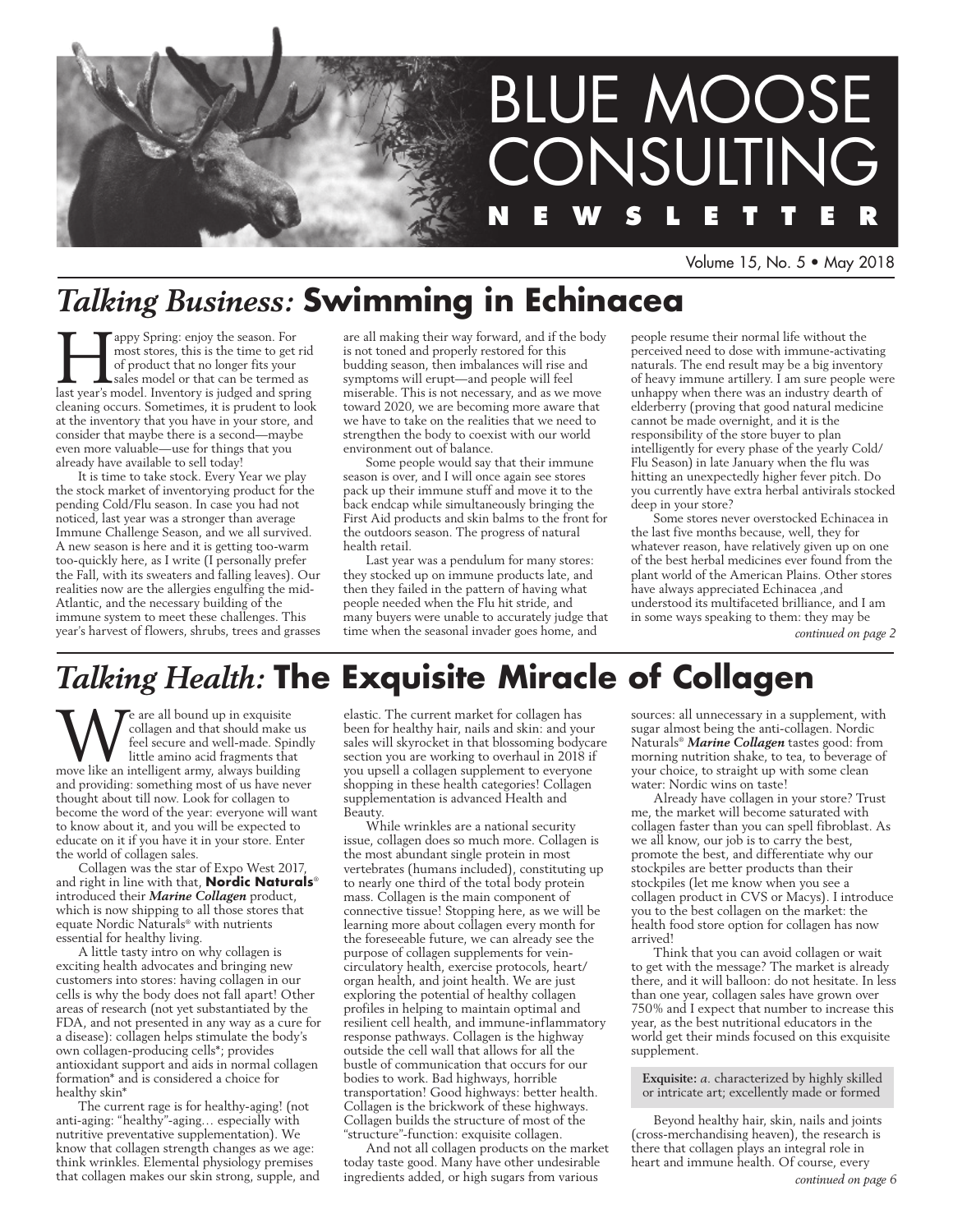# BLUE MOOSE CONSULTING NEWSLETTER

Volume 15, No. 5 • May 2018

## *Talking Business:* Swimming in Echinacea

Happy Spring: enjoy the season. For most stores, this is the time to get rid of product that no longer fits your sales model or that can be termed as last year's model. Inventory is judged and spring cleaning occurs. Sometimes, it is prudent to look at the inventory that you have in your store, and consider that maybe there is a second—maybe even more valuable—use for things that you already have available to sell today!

It is time to take stock. Every Year we play the stock market of inventorying product for the pending Cold/Flu season. In case you had not noticed, last year was a stronger than average Immune Challenge Season, and we all survived. A new season is here and it is getting too-warm too-quickly here, as I write (I personally prefer the Fall, with its sweaters and falling leaves). Our realities now are the allergies engulfing the mid-Atlantic, and the necessary building of the immune system to meet these challenges. This year's harvest of flowers, shrubs, trees and grasses are all making their way forward, and if the body is not toned and properly restored for this budding season, then imbalances will rise and symptoms will erupt—and people will feel miserable. This is not necessary, and as we move toward 2020, we are becoming more aware that we have to take on the realities that we need to strengthen the body to coexist with our world environment out of balance.

Some people would say that their immune season is over, and I will once again see stores pack up their immune stuff and move it to the back endcap while simultaneously bringing the First Aid products and skin balms to the front for the outdoors season. The progress of natural health retail.

Last year was a pendulum for many stores: they stocked up on immune products late, and then they failed in the pattern of having what people needed when the Flu hit stride, and many buyers were unable to accurately judge that time when the seasonal invader goes home, and people resume their normal life without the perceived need to dose with immune-activating naturals. The end result may be a big inventory of heavy immune artillery. I am sure people were unhappy when there was an industry dearth of elderberry (proving that good natural medicine cannot be made overnight, and it is the responsibility of the store buyer to plan intelligently for every phase of the yearly Cold/Flu Season) in late January when the flu was hitting an unexpectedly higher fever pitch. Do you currently have extra herbal antivirals stocked deep in your store?

Some stores never overstocked Echinacea in the last five months because, well, they for whatever reason, have relatively given up on one of the best herbal medicines ever found from the plant world of the American Plains. Other stores have always appreciated Echinacea ,and understood its multifaceted brilliance, and I am in some ways speaking to them: they may be

*continued on page 2*

## *Talking Health:* The Exquisite Miracle of Collagen

We are all bound up in exquisite collagen and that should make us feel secure and well-made. Spindly little amino acid fragments that move like an intelligent army, always building and providing: something most of us have never thought about till now. Look for collagen to become the word of the year: everyone will want to know about it, and you will be expected to educate on it if you have it in your store. Enter the world of collagen sales.

Collagen was the star of Expo West 2017, and right in line with that, **Nordic Naturals**® introduced their ***Marine Collagen*** product, which is now shipping to all those stores that equate Nordic Naturals® with nutrients essential for healthy living.

A little tasty intro on why collagen is exciting health advocates and bringing new customers into stores: having collagen in our cells is why the body does not fall apart! Other areas of research (not yet substantiated by the FDA, and not presented in any way as a cure for a disease): collagen helps stimulate the body's own collagen-producing cells*; provides antioxidant support and aids in normal collagen formation* and is considered a choice for healthy skin*

The current rage is for healthy-aging! (not anti-aging: "healthy"-aging… especially with nutritive preventative supplementation). We know that collagen strength changes as we age: think wrinkles. Elemental physiology premises that collagen makes our skin strong, supple, and elastic. The current market for collagen has been for healthy hair, nails and skin: and your sales will skyrocket in that blossoming bodycare section you are working to overhaul in 2018 if you upsell a collagen supplement to everyone shopping in these health categories! Collagen supplementation is advanced Health and Beauty.

While wrinkles are a national security issue, collagen does so much more. Collagen is the most abundant single protein in most vertebrates (humans included), constituting up to nearly one third of the total body protein mass. Collagen is the main component of connective tissue! Stopping here, as we will be learning more about collagen every month for the foreseeable future, we can already see the purpose of collagen supplements for vein-circulatory health, exercise protocols, heart/organ health, and joint health. We are just exploring the potential of healthy collagen profiles in helping to maintain optimal and resilient cell health, and immune-inflammatory response pathways. Collagen is the highway outside the cell wall that allows for all the bustle of communication that occurs for our bodies to work. Bad highways, horrible transportation! Good highways: better health. Collagen is the brickwork of these highways. Collagen builds the structure of most of the "structure"-function: exquisite collagen.

And not all collagen products on the market today taste good. Many have other undesirable ingredients added, or high sugars from various sources: all unnecessary in a supplement, with sugar almost being the anti-collagen. Nordic Naturals® ***Marine Collagen*** tastes good: from morning nutrition shake, to tea, to beverage of your choice, to straight up with some clean water: Nordic wins on taste!

Already have collagen in your store? Trust me, the market will become saturated with collagen faster than you can spell fibroblast. As we all know, our job is to carry the best, promote the best, and differentiate why our stockpiles are better products than their stockpiles (let me know when you see a collagen product in CVS or Macys). I introduce you to the best collagen on the market: the health food store option for collagen has now arrived!

Think that you can avoid collagen or wait to get with the message? The market is already there, and it will balloon: do not hesitate. In less than one year, collagen sales have grown over 750% and I expect that number to increase this year, as the best nutritional educators in the world get their minds focused on this exquisite supplement.

> **Exquisite:** *a.* characterized by highly skilled or intricate art; excellently made or formed

Beyond healthy hair, skin, nails and joints (cross-merchandising heaven), the research is there that collagen plays an integral role in heart and immune health. Of course, every

*continued on page 6*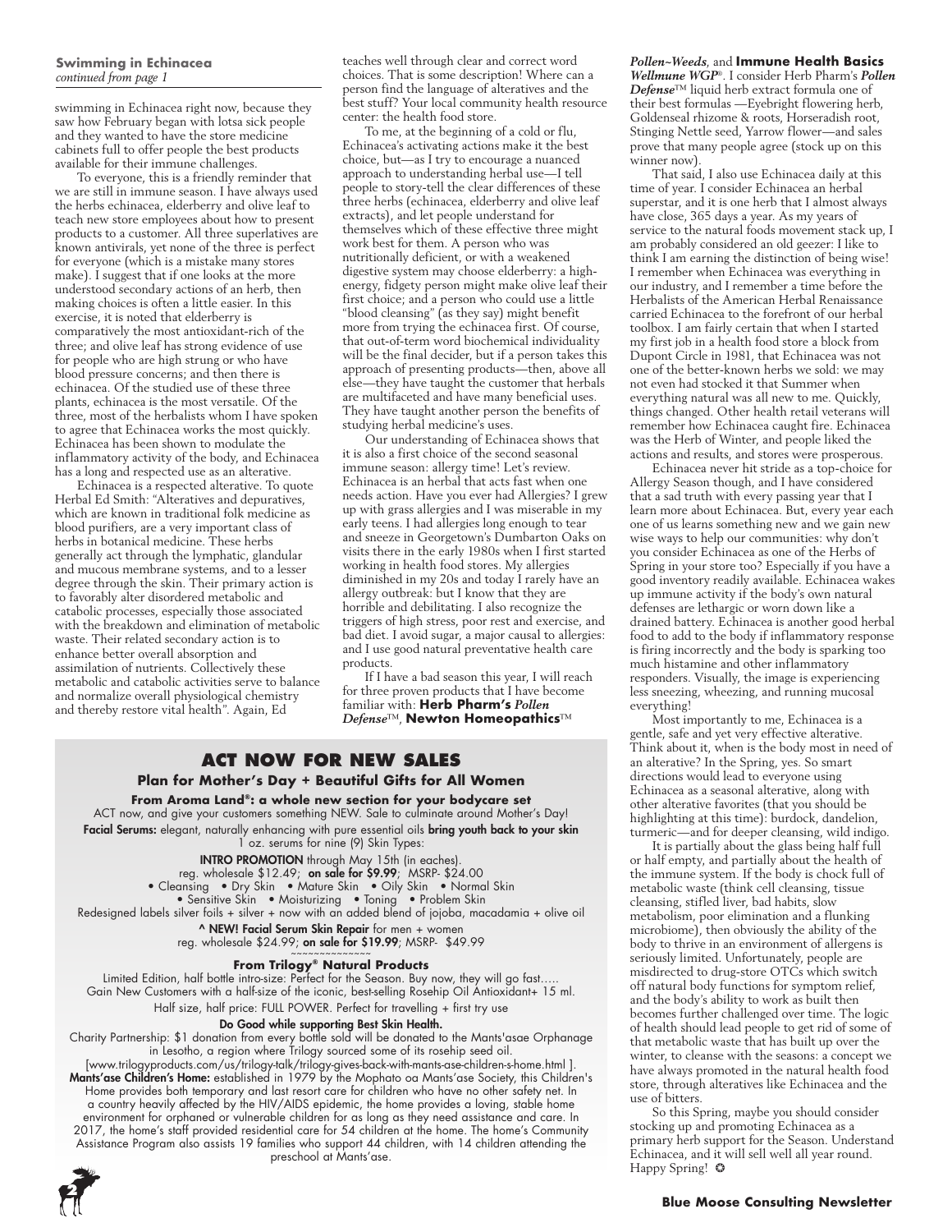**Swimming in Echinacea**
*continued from page 1*

swimming in Echinacea right now, because they saw how February began with lotsa sick people and they wanted to have the store medicine cabinets full to offer people the best products available for their immune challenges.

To everyone, this is a friendly reminder that we are still in immune season. I have always used the herbs echinacea, elderberry and olive leaf to teach new store employees about how to present products to a customer. All three superlatives are known antivirals, yet none of the three is perfect for everyone (which is a mistake many stores make). I suggest that if one looks at the more understood secondary actions of an herb, then making choices is often a little easier. In this exercise, it is noted that elderberry is comparatively the most antioxidant-rich of the three; and olive leaf has strong evidence of use for people who are high strung or who have blood pressure concerns; and then there is echinacea. Of the studied use of these three plants, echinacea is the most versatile. Of the three, most of the herbalists whom I have spoken to agree that Echinacea works the most quickly. Echinacea has been shown to modulate the inflammatory activity of the body, and Echinacea has a long and respected use as an alterative.

Echinacea is a respected alterative. To quote Herbal Ed Smith: "Alteratives and depuratives, which are known in traditional folk medicine as blood purifiers, are a very important class of herbs in botanical medicine. These herbs generally act through the lymphatic, glandular and mucous membrane systems, and to a lesser degree through the skin. Their primary action is to favorably alter disordered metabolic and catabolic processes, especially those associated with the breakdown and elimination of metabolic waste. Their related secondary action is to enhance better overall absorption and assimilation of nutrients. Collectively these metabolic and catabolic activities serve to balance and normalize overall physiological chemistry and thereby restore vital health". Again, Ed teaches well through clear and correct word choices. That is some description! Where can a person find the language of alteratives and the best stuff? Your local community health resource center: the health food store.

To me, at the beginning of a cold or flu, Echinacea's activating actions make it the best choice, but—as I try to encourage a nuanced approach to understanding herbal use—I tell people to story-tell the clear differences of these three herbs (echinacea, elderberry and olive leaf extracts), and let people understand for themselves which of these effective three might work best for them. A person who was nutritionally deficient, or with a weakened digestive system may choose elderberry: a high-energy, fidgety person might make olive leaf their first choice; and a person who could use a little "blood cleansing" (as they say) might benefit more from trying the echinacea first. Of course, that out-of-term word biochemical individuality will be the final decider, but if a person takes this approach of presenting products—then, above all else—they have taught the customer that herbals are multifaceted and have many beneficial uses. They have taught another person the benefits of studying herbal medicine's uses.

Our understanding of Echinacea shows that it is also a first choice of the second seasonal immune season: allergy time! Let's review. Echinacea is an herbal that acts fast when one needs action. Have you ever had Allergies? I grew up with grass allergies and I was miserable in my early teens. I had allergies long enough to tear and sneeze in Georgetown's Dumbarton Oaks on visits there in the early 1980s when I first started working in health food stores. My allergies diminished in my 20s and today I rarely have an allergy outbreak: but I know that they are horrible and debilitating. I also recognize the triggers of high stress, poor rest and exercise, and bad diet. I avoid sugar, a major causal to allergies: and I use good natural preventative health care products.

If I have a bad season this year, I will reach for three proven products that I have become familiar with: **Herb Pharm's *Pollen Defense***™, **Newton Homeopathics**™ ***Pollen~Weeds***, and **Immune Health Basics *Wellmune WGP***®. I consider Herb Pharm's ***Pollen Defense***™ liquid herb extract formula one of their best formulas —Eyebright flowering herb, Goldenseal rhizome & roots, Horseradish root, Stinging Nettle seed, Yarrow flower—and sales prove that many people agree (stock up on this winner now).

That said, I also use Echinacea daily at this time of year. I consider Echinacea an herbal superstar, and it is one herb that I almost always have close, 365 days a year. As my years of service to the natural foods movement stack up, I am probably considered an old geezer: I like to think I am earning the distinction of being wise! I remember when Echinacea was everything in our industry, and I remember a time before the Herbalists of the American Herbal Renaissance carried Echinacea to the forefront of our herbal toolbox. I am fairly certain that when I started my first job in a health food store a block from Dupont Circle in 1981, that Echinacea was not one of the better-known herbs we sold: we may not even had stocked it that Summer when everything natural was all new to me. Quickly, things changed. Other health retail veterans will remember how Echinacea caught fire. Echinacea was the Herb of Winter, and people liked the actions and results, and stores were prosperous.

Echinacea never hit stride as a top-choice for Allergy Season though, and I have considered that a sad truth with every passing year that I learn more about Echinacea. But, every year each one of us learns something new and we gain new wise ways to help our communities: why don't you consider Echinacea as one of the Herbs of Spring in your store too? Especially if you have a good inventory readily available. Echinacea wakes up immune activity if the body's own natural defenses are lethargic or worn down like a drained battery. Echinacea is another good herbal food to add to the body if inflammatory response is firing incorrectly and the body is sparking too much histamine and other inflammatory responders. Visually, the image is experiencing less sneezing, wheezing, and running mucosal everything!

Most importantly to me, Echinacea is a gentle, safe and yet very effective alterative. Think about it, when is the body most in need of an alterative? In the Spring, yes. So smart directions would lead to everyone using Echinacea as a seasonal alterative, along with other alterative favorites (that you should be highlighting at this time): burdock, dandelion, turmeric—and for deeper cleansing, wild indigo.

It is partially about the glass being half full or half empty, and partially about the health of the immune system. If the body is chock full of metabolic waste (think cell cleansing, tissue cleansing, stifled liver, bad habits, slow metabolism, poor elimination and a flunking microbiome), then obviously the ability of the body to thrive in an environment of allergens is seriously limited. Unfortunately, people are misdirected to drug-store OTCs which switch off natural body functions for symptom relief, and the body's ability to work as built then becomes further challenged over time. The logic of health should lead people to get rid of some of that metabolic waste that has built up over the winter, to cleanse with the seasons: a concept we have always promoted in the natural health food store, through alteratives like Echinacea and the use of bitters.

So this Spring, maybe you should consider stocking up and promoting Echinacea as a primary herb support for the Season. Understand Echinacea, and it will sell well all year round. Happy Spring! ❂

## ACT NOW FOR NEW SALES

### Plan for Mother's Day + Beautiful Gifts for All Women

**From Aroma Land®: a whole new section for your bodycare set**

ACT now, and give your customers something NEW. Sale to culminate around Mother's Day!

**Facial Serums:** elegant, naturally enhancing with pure essential oils **bring youth back to your skin**
1 oz. serums for nine (9) Skin Types:

**INTRO PROMOTION** through May 15th (in eaches).
reg. wholesale $12.49; **on sale for $9.99**; MSRP- $24.00

• Cleansing • Dry Skin • Mature Skin • Oily Skin • Normal Skin
• Sensitive Skin • Moisturizing • Toning • Problem Skin

Redesigned labels silver foils + silver + now with an added blend of jojoba, macadamia + olive oil

**^ NEW! Facial Serum Skin Repair** for men + women
reg. wholesale $24.99; **on sale for $19.99**; MSRP- $49.99

~~~~~~~~~~~~~~

**From Trilogy® Natural Products**

Limited Edition, half bottle intro-size: Perfect for the Season. Buy now, they will go fast…..
Gain New Customers with a half-size of the iconic, best-selling Rosehip Oil Antioxidant+ 15 ml.
Half size, half price: FULL POWER. Perfect for travelling + first try use

**Do Good while supporting Best Skin Health.**

Charity Partnership: $1 donation from every bottle sold will be donated to the Mants'asae Orphanage in Lesotho, a region where Trilogy sourced some of its rosehip seed oil.
[www.trilogyproducts.com/us/trilogy-talk/trilogy-gives-back-with-mants-ase-children-s-home.html ].

**Mants'ase Children's Home:** established in 1979 by the Mophato oa Mants'ase Society, this Children's Home provides both temporary and last resort care for children who have no other safety net. In a country heavily affected by the HIV/AIDS epidemic, the home provides a loving, stable home environment for orphaned or vulnerable children for as long as they need assistance and care. In 2017, the home's staff provided residential care for 54 children at the home. The home's Community Assistance Program also assists 19 families who support 44 children, with 14 children attending the preschool at Mants'ase.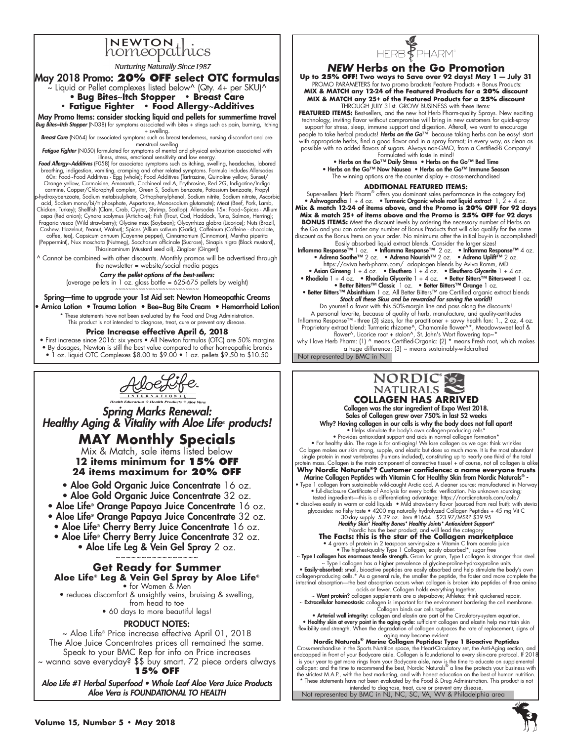# Newton homeopathics

*Nurturing Naturally Since 1987*

## May 2018 Promo: **20% OFF select OTC formulas**

~ Liquid or Pellet complexes listed below^ (Qty. 4+ per SKU)^

**• Bug Bites~Itch Stopper • Breast Care**
**• Fatigue Fighter • Food Allergy~Additives**

**May Promo Items: consider stocking liquid and pellets for summertime travel**

***Bug Bites~Itch Stopper*** (N038) for symptoms associated with bites + stings such as pain, burning, itching + swelling.

***Breast Care*** (N064) for associated symptoms such as breast tenderness, nursing discomfort and pre-menstrual swelling

***Fatigue Fighter*** (N050) formulated for symptoms of mental and physical exhaustion associated with illness, stress, emotional sensitivity and low energy.

***Food Allergy~Additives*** (F058) for associated symptoms such as itching, swelling, headaches, labored breathing, indigestion, vomiting, cramping and other related symptoms. Formula includes Allersodes 60x: Food~Food Additives - Egg (whole); Food Additives (Tartrazine, Quinoline yellow, Sunset/Orange yellow, Carmoisine, Amaranth, Cochineal red A, Erythrosine, Red 2G, Indigotine/Indigo carmine, Copper/Chlorophyll complex, Green S, Sodium benzoate, Potassium benzoate, Propyl p-hydroxybenzoate, Sodium metabisulphate, Orthophenylphenol, Sodium nitrite, Sodium nitrate, Ascorbic acid, Sodium mono/bi/triphosphate, Aspartame, Monosodium glutamate); Meat (Beef, Pork, Lamb, Chicken, Turkey); Shellfish (Clam, Crab, Oyster, Shrimp, Scallop). Allersodes 15x: Food~Spices - Allium cepa (Red onion); Cynara scolymus (Artichoke); Fish (Trout, Cod, Haddock, Tuna, Salmon, Herring); Fragaria vesca (Wild strawberry); Glycine max (Soybean); Glycyrrhiza glabra (Licorice); Nuts (Brazil, Cashew, Hazelnut, Peanut, Walnut); Spices (Allium sativum (Garlic), Caffeinum (Caffeine - chocolate, coffee, tea), Capsicum annuum (Cayenne pepper), Cinnamomum (Cinnamon), Mentha piperita (Peppermint), Nux moschata (Nutmeg), Saccharum officinale (Sucrose), Sinapis nigra (Black mustard), Thiosinaminum (Mustard seed oil), Zingiber (Ginger))

^ Cannot be combined with other discounts. Monthly promos will be advertised through the newsletter = website/social media pages

***Carry the pellet options of the best-sellers:***
(average pellets in 1 oz. glass bottle = 625-675 pellets by weight)

~~~~~~~~~~~~~~~~~~~~~~~~

**Spring—time to upgrade your 1st Aid set: Newton Homeopathic Creams**
**• Arnica Lotion • Trauma Lotion • Bee~Bug Bite Cream • Hemorrhoid Lotion**

* These statements have not been evaluated by the Food and Drug Administration. This product is not intended to diagnose, treat, cure or prevent any disease.

**Price Increase effective April 6, 2018**

• First increase since 2016: six years • All Newton formulas (OTC) are 50% margins
• By dosages, Newton is still the best value compared to other homeopathic brands
• 1 oz. liquid OTC Complexes $8.00 to $9.00 • 1 oz. pellets $9.50 to $10.50

---

# HERB PHARM

## *NEW* Herbs on the Go Promotion

**Up to 25% OFF! Two ways to Save over 92 days! May 1 — July 31**

PROMO PARAMETERS for two promo brackets Feature Products + Bonus Products:
**MIX & MATCH any 12-24 of the Featured Products for a 20% discount**
**MIX & MATCH any 25+ of the Featured Products for a 25% discount**
THROUGH JULY 31st. GROW BUSINESS with these items:

**FEATURED ITEMS:** Best-sellers, and the new hot Herb Pharm-quality Sprays. New exciting technology, inviting flavor without compromise will bring in new customers for quick-spray support for stress, sleep, immune support and digestion. Afterall, we want to encourage people to take herbal products! ***Herbs on the Go***™ because taking herbs can be easy! start with appropriate herbs, find a good flavor and in a spray format; in every way, as clean as possible with no added flavors of sugars. Always non-GMO, from a Certified-B Company! Formulated with taste in mind!

**• Herbs on the Go™ Daily Stress • Herbs on the Go™ Bed Time**
**• Herbs on the Go™ Now Nausea • Herbs on the Go™ Immune Season**
The winning options are the counter display + cross-merchandised

**ADDITIONAL FEATURED ITEMS:**

Super-sellers (Herb Pharm® offers you dominant sales performance in the category for)
**• Ashwagandha** 1 + 4 oz. **• Turmeric Organic whole root liquid extract** 1, 2 + 4 oz.
**Mix & match 12-24 of items above, and the Promo is 20% OFF for 92 days**
**Mix & match 25+ of items above and the Promo is 25% OFF for 92 days**

**BONUS ITEMS:** Meet the discount levels by ordering the necessary number of Herbs on the Go and you can order any number of Bonus Products that will also qualify for the same discount as the Bonus Items on your order. No minimums after the initial buy-in is accomplished! Easily absorbed liquid extract blends. Consider the larger sizes!

**Inflamma Response™** 1 oz. **• Inflamma Response™** 2 oz. **• Inflamma Response™** 4 oz.
**• Adrena Soothe™** 2 oz. **• Adrena Nourish**™ 2 oz. **• Adrena Uplift**™ 2 oz.
https://aviva.herb-pharm.com/ adaptogen blends by Aviva Romm, MD
**• Asian Ginseng** 1 + 4 oz. **• Eleuthero** 1 + 4 oz. **• Eleuthero Glycerite** 1 + 4 oz.
**• Rhodiola** 1 + 4 oz. **• Rhodiola Glycerite** 1 + 4 oz. **• Better Bitters™ Bittersweet** 1 oz.
**• Better Bitters™ Classic** 1 oz. **• Better Bitters™ Orange** 1 oz.
**• Better Bitters™ Absinthium** 1 oz. All Better Bitters™ are Certified organic extract blends

***Stock all these Skus and be rewarded for saving the world!!***

Do yourself a favor with this 50%-margin line and pass along the discounts!
A personal favorite, because of quality of herb, manufacture, and quality-certitudes
Inflamma Response™ - three (3) sizes, for the practitioner + savvy health fan: 1., 2 oz, 4 oz.
Proprietary extract blend: Turmeric rhizome^, Chamomile flower^*, Meadowsweet leaf & flower^, Licorice root + stolon^, St. John's Wort flowering top~*
why I love Herb Pharm: (1) ^ means Certified-Organic: (2) * means Fresh root, which makes a huge difference: (3) ~ means sustainably-wildcrafted

Not represented by BMC in NJ

---

# AloeLife INTERNATIONAL

*Health Education ✣ Health Products ✣ Aloe Vera*

## *Spring Marks Renewal: Healthy Aging & Vitality with Aloe Life® products!*

## MAY Monthly Specials

Mix & Match, sale items listed below
**12 items minimum for 15% OFF**
**24 items maximum for 20% OFF**

- **Aloe Gold Organic Juice Concentrate** 16 oz.
- **Aloe Gold Organic Juice Concentrate** 32 oz.
- **Aloe Life® Orange Papaya Juice Concentrate** 16 oz.
- **Aloe Life® Orange Papaya Juice Concentrate** 32 oz.
- **Aloe Life® Cherry Berry Juice Concentrate** 16 oz.
- **Aloe Life® Cherry Berry Juice Concentrate** 32 oz.
- **Aloe Life Leg & Vein Gel Spray** 2 oz.

~~~~~~~~~~~~~~~~~

### Get Ready for Summer

**Aloe Life® Leg & Vein Gel Spray by Aloe Life®**

• for Women & Men
• reduces discomfort & unsightly veins, bruising & swelling, from head to toe
• 60 days to more beautiful legs!

**PRODUCT NOTES:**

~ Aloe Life® Price increase effective April 01, 2018
The Aloe Juice Concentrates prices all remained the same.
Speak to your BMC Rep for info on Price increases
~ wanna save everyday? $$ buy smart. 72 piece orders always **15% OFF**

***Aloe Life #1 Herbal Superfood • Whole Leaf Aloe Vera Juice Products***
***Aloe Vera is FOUNDATIONAL TO HEALTH***

---

# NORDIC® NATURALS

## COLLAGEN HAS ARRIVED

**Collagen was the star ingredient of Expo West 2018.**
**Sales of Collagen grew over 750% in last 52 weeks**

Why? Having collagen in our cells is why the body does not fall apart!
• Helps stimulate the body's own collagen-producing cells*
• Provides antioxidant support and aids in normal collagen formation*
• For healthy skin. The rage is for anti-aging! We lose collagen as we age: think wrinkles

Collagen makes our skin strong, supple, and elastic but does so much more. It is the most abundant single protein in most vertebrates (humans included), constituting up to nearly one third of the total protein mass. Collagen is the main component of connective tissue! + of course, not all collagen is alike

**Why Nordic Naturals®? Customer confidence: a name everyone trusts**
**Marine Collagen Peptides with Vitamin C for Healthy Skin from Nordic Naturals® -**

• Type 1 collagen from sustainable wild-caught Arctic cod. A cleaner source: manufactured in Norway
• full-disclosure Certificate of Analysis for every bottle: verification. No unknown sourcing; tested ingredients—this is a differentiating advantage: https://nordicnaturals.com/cofa/
• dissolves easily in warm or cold liquids • Mild strawberry flavor (sourced from real fruit): with stevia glycosides: no fishy taste • 4200 mg naturally hydrolyzed Collagen Peptides + 45 mg Vit C
30-day supply 5.29 oz. item #1664 $23.97/MSRP $39.95

***Healthy Skin* Healthy Bones* Healthy Joints* Antioxidant Support****

Nordic has the best product, and will lead the category

**The Facts: this is the star of the Collagen marketplace**

• 4 grams of protein in 2 teaspoon serving-size + Vitamin C from acerola juice
• The highest-quality Type 1 Collagen; easily absorbed*; sugar free

~ **Type I collagen has enormous tensile strength.** Gram for gram, Type I collagen is stronger than steel.
~ Type I collagen has a higher prevalence of glycine-proline-hydroxyproline units
• **Easily-absorbed:** small, bioactive peptides are easily absorbed and help stimulate the body's own collagen-producing cells.* As a general rule, the smaller the peptide, the faster and more complete the intestinal absorption—the best absorption occurs when collagen is broken into peptides of three amino acids or fewer. Collagen holds everything together.
~ **Want protein?** collagen supplements are a step-above; Athletes: think quickened repair.
~ **Extracellular homeostasis:** collagen is important for the environment bordering the cell membrane. Collagen binds our cells together.
• **Arterial wall integrity:** collagen and elastin are part of the Circulatory-system equation.
• **Healthy skin at every point in the aging cycle:** sufficient collagen and elastin help maintain skin flexibility and strength. When the degradation of collagen outpaces the rate of replacement, signs of aging may become evident

**Nordic Naturals® Marine Collagen Peptides: Type 1 Bioactive Peptides**

Cross-merchandise in the Sports Nutrition space, the Heart-Circulatory set, the Anti-Aging section, and endcapped in front of your Bodycare aisle. Collagen is foundational to every skin-care protocol. If 2018 is your year to get more rings from your Bodycare aisle, now is the time to educate on supplemental collagen: and the time to recommend the best, Nordic Naturals® a line the protects your business with the strictest M.A.P., with the best marketing, and with honest education on the best of human nutrition.

* These statements have not been evaluated by the Food & Drug Administration. This product is not intended to diagnose, treat, cure or prevent any disease.

Not represented by BMC in NJ, NC, SC, VA, WV & Philadelphia area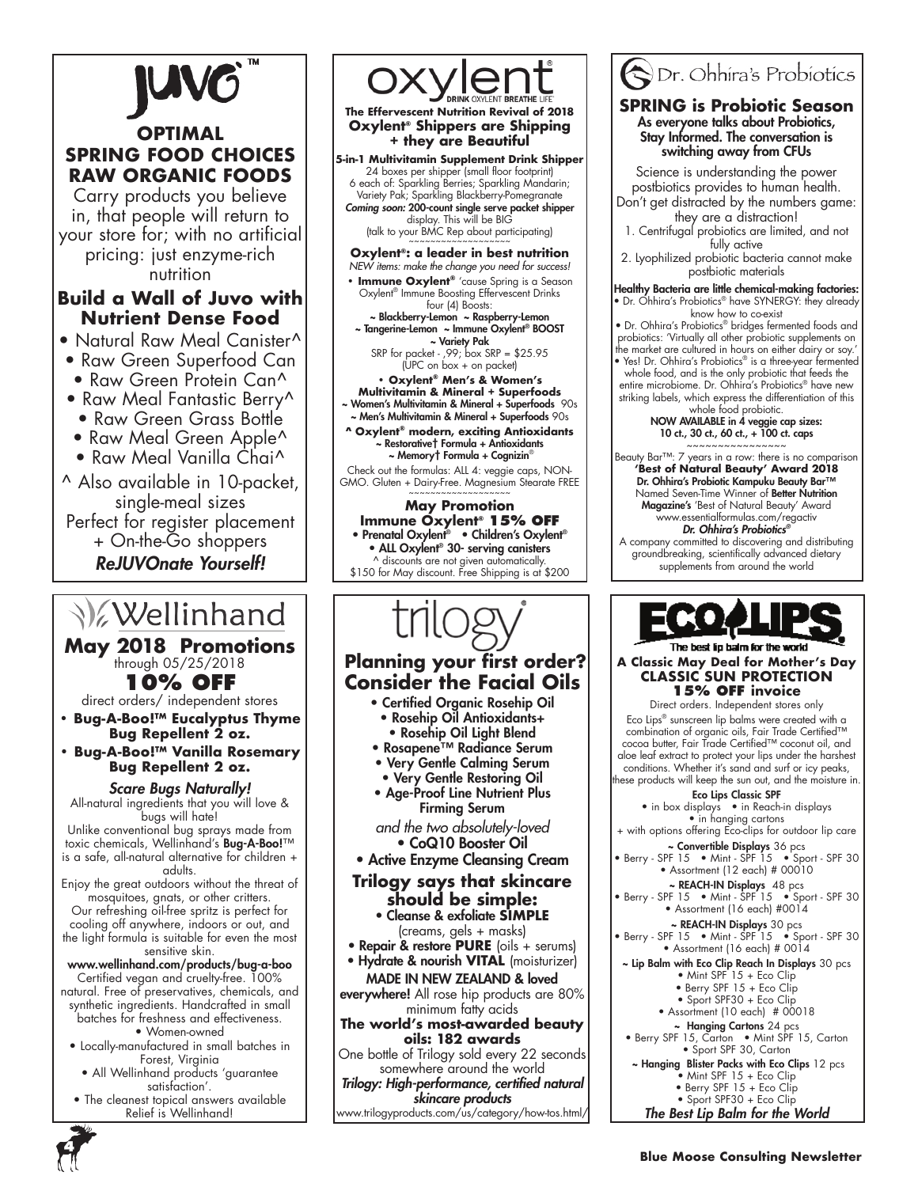# Juvo™

## OPTIMAL SPRING FOOD CHOICES RAW ORGANIC FOODS

Carry products you believe in, that people will return to your store for; with no artificial pricing: just enzyme-rich nutrition

### Build a Wall of Juvo with Nutrient Dense Food

- Natural Raw Meal Canister^
- Raw Green Superfood Can
- Raw Green Protein Can^
- Raw Meal Fantastic Berry^
- Raw Green Grass Bottle
- Raw Meal Green Apple^
- Raw Meal Vanilla Chai^

^ Also available in 10-packet, single-meal sizes

Perfect for register placement + On-the-Go shoppers

***ReJUVOnate Yourself!***

# oxylent®

DRINK OXYLENT BREATHE LIFE®

**The Effervescent Nutrition Revival of 2018**
**Oxylent® Shippers are Shipping + they are Beautiful**

**5-in-1 Multivitamin Supplement Drink Shipper**
24 boxes per shipper (small floor footprint)
6 each of: Sparkling Berries; Sparkling Mandarin; Variety Pak; Sparkling Blackberry-Pomegranate
***Coming soon:*** **200-count single serve packet shipper** display. This will be BIG
(talk to your BMC Rep about participating)

~~~~~~~~~~~~~~~~~~

**Oxylent®: a leader in best nutrition**
*NEW items: make the change you need for success!*

- **Immune Oxylent®** 'cause Spring is a Season
Oxylent® Immune Boosting Effervescent Drinks four (4) Boosts:
~ Blackberry-Lemon ~ Raspberry-Lemon
~ Tangerine-Lemon ~ Immune Oxylent® BOOST
~ Variety Pak
SRP for packet - ,99; box SRP = $25.95
(UPC on box + on packet)

- **Oxylent® Men's & Women's Multivitamin & Mineral + Superfoods**
~ Women's Multivitamin & Mineral + Superfoods 90s
~ Men's Multivitamin & Mineral + Superfoods 90s

**^ Oxylent® modern, exciting Antioxidants**
~ Restorative† Formula + Antioxidants
~ Memory† Formula + Cognizin®

Check out the formulas: ALL 4: veggie caps, NON-GMO. Gluten + Dairy-Free. Magnesium Stearate FREE

~~~~~~~~~~~~~~~~~~

**May Promotion**
**Immune Oxylent® 15% OFF**
- Prenatal Oxylent® • Children's Oxylent®
- ALL Oxylent® 30- serving canisters

^ discounts are not given automatically.
$150 for May discount. Free Shipping is at $200

# Dr. Ohhira's Probiotics

## SPRING is Probiotic Season

**As everyone talks about Probiotics, Stay Informed. The conversation is switching away from CFUs**

Science is understanding the power postbiotics provides to human health. Don't get distracted by the numbers game: they are a distraction!

1. Centrifugal probiotics are limited, and not fully active
2. Lyophilized probiotic bacteria cannot make postbiotic materials

**Healthy Bacteria are little chemical-making factories:**
- Dr. Ohhira's Probiotics® have SYNERGY: they already know how to co-exist
- Dr. Ohhira's Probiotics® bridges fermented foods and probiotics: 'Virtually all other probiotic supplements on the market are cultured in hours on either dairy or soy.'
- Yes! Dr. Ohhira's Probiotics® is a three-year fermented whole food, and is the only probiotic that feeds the entire microbiome. Dr. Ohhira's Probiotics® have new striking labels, which express the differentiation of this whole food probiotic.

**NOW AVAILABLE in 4 veggie cap sizes: 10 ct., 30 ct., 60 ct., + 100 ct. caps**

~~~~~~~~~~~~~~~~

Beauty Bar™: 7 years in a row: there is no comparison
**'Best of Natural Beauty' Award 2018**
**Dr. Ohhira's Probiotic Kampuku Beauty Bar™** Named Seven-Time Winner of **Better Nutrition Magazine's** 'Best of Natural Beauty' Award
www.essentialformulas.com/regactiv

***Dr. Ohhira's Probiotics®***

A company committed to discovering and distributing groundbreaking, scientifically advanced dietary supplements from around the world

# Wellinhand

## May 2018 Promotions

through 05/25/2018

### 10% OFF

direct orders/ independent stores

- **Bug-A-Boo!™ Eucalyptus Thyme Bug Repellent 2 oz.**
- **Bug-A-Boo!™ Vanilla Rosemary Bug Repellent 2 oz.**

***Scare Bugs Naturally!***

All-natural ingredients that you will love & bugs will hate!

Unlike conventional bug sprays made from toxic chemicals, Wellinhand's **Bug-A-Boo!**™ is a safe, all-natural alternative for children + adults.

Enjoy the great outdoors without the threat of mosquitoes, gnats, or other critters.

Our refreshing oil-free spritz is perfect for cooling off anywhere, indoors or out, and the light formula is suitable for even the most sensitive skin.

**www.wellinhand.com/products/bug-a-boo**

Certified vegan and cruelty-free. 100% natural. Free of preservatives, chemicals, and synthetic ingredients. Handcrafted in small batches for freshness and effectiveness.

- Women-owned
- Locally-manufactured in small batches in Forest, Virginia
- All Wellinhand products 'guarantee satisfaction'.
- The cleanest topical answers available

Relief is Wellinhand!

# trilogy®

## Planning your first order? Consider the Facial Oils

- Certified Organic Rosehip Oil
- Rosehip Oil Antioxidants+
- Rosehip Oil Light Blend
- Rosapene™ Radiance Serum
- Very Gentle Calming Serum
- Very Gentle Restoring Oil
- Age-Proof Line Nutrient Plus Firming Serum

*and the two absolutely-loved*

- CoQ10 Booster Oil
- Active Enzyme Cleansing Cream

### Trilogy says that skincare should be simple:

- Cleanse & exfoliate **SIMPLE** (creams, gels + masks)
- Repair & restore **PURE** (oils + serums)
- Hydrate & nourish **VITAL** (moisturizer)

**MADE IN NEW ZEALAND & loved everywhere!** All rose hip products are 80% minimum fatty acids

**The world's most-awarded beauty oils: 182 awards**

One bottle of Trilogy sold every 22 seconds somewhere around the world

***Trilogy: High-performance, certified natural skincare products***

www.trilogyproducts.com/us/category/how-tos.html/

# ECO LIPS®

The best lip balm for the world

**A Classic May Deal for Mother's Day**
**CLASSIC SUN PROTECTION**
**15% OFF invoice**

Direct orders. Independent stores only

Eco Lips® sunscreen lip balms were created with a combination of organic oils, Fair Trade Certified™ cocoa butter, Fair Trade Certified™ coconut oil, and aloe leaf extract to protect your lips under the harshest conditions. Whether it's sand and surf or icy peaks, these products will keep the sun out, and the moisture in.

**Eco Lips Classic SPF**
- in box displays • in Reach-in displays
- in hanging cartons

+ with options offering Eco-clips for outdoor lip care

**~ Convertible Displays** 36 pcs
- Berry - SPF 15 • Mint - SPF 15 • Sport - SPF 30
- Assortment (12 each) # 00010

**~ REACH-IN Displays** 48 pcs
- Berry - SPF 15 • Mint - SPF 15 • Sport - SPF 30
- Assortment (16 each) #0014

**~ REACH-IN Displays** 30 pcs
- Berry - SPF 15 • Mint - SPF 15 • Sport - SPF 30
- Assortment (16 each) # 0014

**~ Lip Balm with Eco Clip Reach In Displays** 30 pcs
- Mint SPF 15 + Eco Clip
- Berry SPF 15 + Eco Clip
- Sport SPF30 + Eco Clip
- Assortment (10 each) # 00018

**~ Hanging Cartons** 24 pcs
- Berry SPF 15, Carton • Mint SPF 15, Carton
- Sport SPF 30, Carton

**~ Hanging Blister Packs with Eco Clips** 12 pcs
- Mint SPF 15 + Eco Clip
- Berry SPF 15 + Eco Clip
- Sport SPF30 + Eco Clip

***The Best Lip Balm for the World***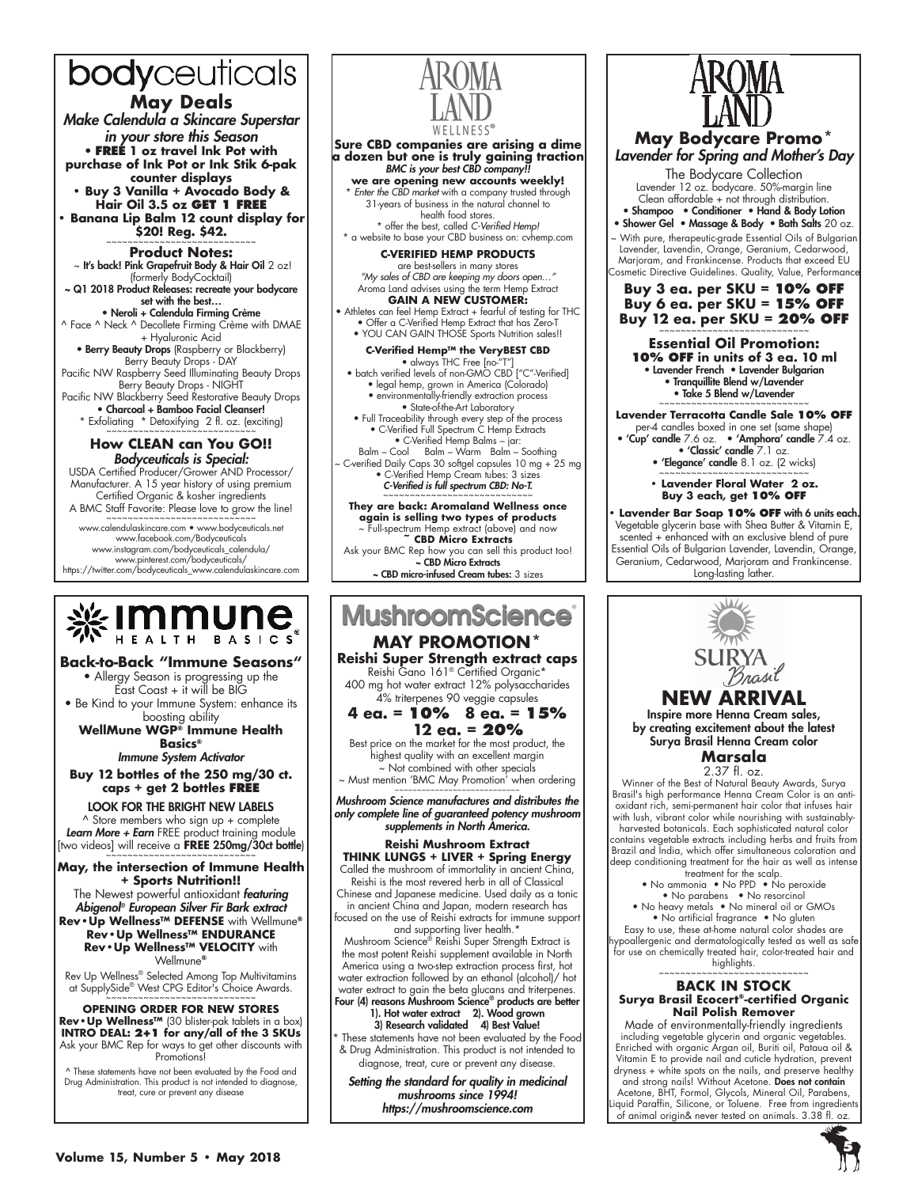# bodyceuticals

## May Deals

*Make Calendula a Skincare Superstar in your store this Season*

- **FREE 1 oz travel Ink Pot with purchase of Ink Pot or Ink Stik 6-pak counter displays**
- **Buy 3 Vanilla + Avocado Body & Hair Oil 3.5 oz GET 1 FREE**
- **Banana Lip Balm 12 count display for $20! Reg. $42.**

~~~~~~~~~~~~~~~~~~~~~~~~~~~~~~

### Product Notes:

~ **It's back! Pink Grapefruit Body & Hair Oil** 2 oz! (formerly BodyCocktail)

~ **Q1 2018 Product Releases: recreate your bodycare set with the best…**

- **Neroli + Calendula Firming Crème**

^ Face ^ Neck ^ Decollete Firming Crème with DMAE + Hyaluronic Acid

- **Berry Beauty Drops** (Raspberry or Blackberry)

Berry Beauty Drops - DAY
Pacific NW Raspberry Seed Illuminating Beauty Drops
Berry Beauty Drops - NIGHT
Pacific NW Blackberry Seed Restorative Beauty Drops

- **Charcoal + Bamboo Facial Cleanser!**

\* Exfoliating \* Detoxifying 2 fl. oz. (exciting)

~~~~~~~~~~~~~~~~~~~~~~~~~~~~~~

### How CLEAN can You GO!!

*Bodyceuticals is Special:*

USDA Certified Producer/Grower AND Processor/ Manufacturer. A 15 year history of using premium Certified Organic & kosher ingredients

A BMC Staff Favorite: Please love to grow the line!

~~~~~~~~~~~~~~~~~~~~~~~~~~~~~~

www.calendulaskincare.com • www.bodyceuticals.net
www.facebook.com/Bodyceuticals
www.instagram.com/bodyceuticals_calendula/
www.pinterest.com/bodyceuticals/
https://twitter.com/bodyceuticals_www.calendulaskincare.com

---

# AROMA LAND WELLNESS®

**Sure CBD companies are arising a dime a dozen but one is truly gaining traction**

*BMC is your best CBD company!!*

**we are opening new accounts weekly!**

\* *Enter the CBD market* with a company trusted through 31-years of business in the natural channel to health food stores.

\* offer the best, called *C-Verified Hemp!*

\* a website to base your CBD business on: cvhemp.com

### C-VERIFIED HEMP PRODUCTS

are best-sellers in many stores

*"My sales of CBD are keeping my doors open…"*

Aroma Land advises using the term Hemp Extract

**GAIN A NEW CUSTOMER:**

- Athletes can feel Hemp Extract + fearful of testing for THC
- Offer a C-Verified Hemp Extract that has Zero-T
- YOU CAN GAIN THOSE Sports Nutrition sales!!

### C-Verified Hemp™ the VeryBEST CBD

- always THC Free [no-"T"]
- batch verified levels of non-GMO CBD ["C"-Verified]
- legal hemp, grown in America (Colorado)
- environmentally-friendly extraction process
- State-of-the-Art Laboratory
- Full Traceability through every step of the process
- C-Verified Full Spectrum C Hemp Extracts
- C-Verified Hemp Balms – jar:

Balm – Cool Balm – Warm Balm – Soothing

~ C-verified Daily Caps 30 softgel capsules 10 mg + 25 mg

- C-Verified Hemp Cream tubes: 3 sizes

***C-Verified is full spectrum CBD: No-T.***

~~~~~~~~~~~~~~~~~~~~~~~~~~~~~~

**They are back: Aromaland Wellness once again is selling two types of products**

~ Full-spectrum Hemp extract (above) and now

**~ CBD Micro Extracts**

Ask your BMC Rep how you can sell this product too!

**~ CBD Micro Extracts**

**~ CBD micro-infused Cream tubes:** 3 sizes

---

# AROMA LAND

## May Bodycare Promo*

*Lavender for Spring and Mother's Day*

The Bodycare Collection

Lavender 12 oz. bodycare. 50%-margin line
Clean affordable + not through distribution.

- **Shampoo** • **Conditioner** • **Hand & Body Lotion**
- **Shower Gel** • **Massage & Body** • **Bath Salts** 20 oz.

~ With pure, therapeutic-grade Essential Oils of Bulgarian Lavender, Lavendin, Orange, Geranium, Cedarwood, Marjoram, and Frankincense. Products that exceed EU Cosmetic Directive Guidelines. Quality, Value, Performance

**Buy 3 ea. per SKU = 10% OFF**
**Buy 6 ea. per SKU = 15% OFF**
**Buy 12 ea. per SKU = 20% OFF**

~~~~~~~~~~~~~~~~~~~~~~~~~~~~~~

### Essential Oil Promotion:

**10% OFF in units of 3 ea. 10 ml**

- **Lavender French** • **Lavender Bulgarian**
- **Tranquillite Blend w/Lavender**
- **Take 5 Blend w/Lavender**

~~~~~~~~~~~~~~~~~~~~~~~~~~~~~~

**Lavender Terracotta Candle Sale 10% OFF**

per-4 candles boxed in one set (same shape)

- **'Cup' candle** 7.6 oz. • **'Amphora' candle** 7.4 oz.
- **'Classic' candle** 7.1 oz.
- **'Elegance' candle** 8.1 oz. (2 wicks)

~~~~~~~~~~~~~~~~~~~~~~~~~~~~~~

- **Lavender Floral Water 2 oz. Buy 3 each, get 10% OFF**

- **Lavender Bar Soap 10% OFF** with 6 units each.

Vegetable glycerin base with Shea Butter & Vitamin E, scented + enhanced with an exclusive blend of pure Essential Oils of Bulgarian Lavender, Lavendin, Orange, Geranium, Cedarwood, Marjoram and Frankincense. Long-lasting lather.

---

# immune HEALTH BASICS®

## Back-to-Back "Immune Seasons"

- Allergy Season is progressing up the East Coast + it will be BIG
- Be Kind to your Immune System: enhance its boosting ability

**WellMune WGP® Immune Health Basics®**

***Immune System Activator***

**Buy 12 bottles of the 250 mg/30 ct. caps + get 2 bottles FREE**

**LOOK FOR THE BRIGHT NEW LABELS**

^ Store members who sign up + complete ***Learn More + Earn*** FREE product training module [two videos] will receive a **FREE 250mg/30ct bottle**)

~~~~~~~~~~~~~~~~~~~~~~~~~~~~~~

### May, the intersection of Immune Health + Sports Nutrition!!

The Newest powerful antioxidant ***featuring Abigenol® European Silver Fir Bark extract***

**Rev•Up Wellness™ DEFENSE** with Wellmune®
**Rev•Up Wellness™ ENDURANCE**
**Rev•Up Wellness™ VELOCITY** with Wellmune®

Rev Up Wellness® Selected Among Top Multivitamins at SupplySide® West CPG Editor's Choice Awards.

~~~~~~~~~~~~~~~~~~~~~~~~~~~~~~

**OPENING ORDER FOR NEW STORES**

**Rev•Up Wellness™** (30 blister-pak tablets in a box)
**INTRO DEAL: 2+1 for any/all of the 3 SKUs**

Ask your BMC Rep for ways to get other discounts with Promotions!

^ These statements have not been evaluated by the Food and Drug Administration. This product is not intended to diagnose, treat, cure or prevent any disease

---

# MushroomScience®

## MAY PROMOTION*

**Reishi Super Strength extract caps**

Reishi Gano 161® Certified Organic*
400 mg hot water extract 12% polysaccharides
4% triterpenes 90 veggie capsules

**4 ea. = 10% 8 ea. = 15%**
**12 ea. = 20%**

Best price on the market for the most product, the highest quality with an excellent margin

~ Not combined with other specials
~ Must mention 'BMC May Promotion' when ordering

~~~~~~~~~~~~~~~~~~~~~~~~~~~~~~

***Mushroom Science manufactures and distributes the only complete line of guaranteed potency mushroom supplements in North America.***

### Reishi Mushroom Extract

**THINK LUNGS + LIVER + Spring Energy**

Called the mushroom of immortality in ancient China, Reishi is the most revered herb in all of Classical Chinese and Japanese medicine. Used daily as a tonic in ancient China and Japan, modern research has focused on the use of Reishi extracts for immune support and supporting liver health.*

Mushroom Science® Reishi Super Strength Extract is the most potent Reishi supplement available in North America using a two-step extraction process first, hot water extraction followed by an ethanol (alcohol)/ hot water extract to gain the beta glucans and triterpenes.

**Four (4) reasons Mushroom Science® products are better**
**1). Hot water extract 2). Wood grown**
**3) Research validated 4) Best Value!**

\* These statements have not been evaluated by the Food & Drug Administration. This product is not intended to diagnose, treat, cure or prevent any disease.

***Setting the standard for quality in medicinal mushrooms since 1994!***
***https://mushroomscience.com***

---

# SURYA Brasil

## NEW ARRIVAL

**Inspire more Henna Cream sales, by creating excitement about the latest Surya Brasil Henna Cream color**

### Marsala

2.37 fl. oz.

Winner of the Best of Natural Beauty Awards, Surya Brasil's high performance Henna Cream Color is an antioxidant rich, semi-permanent hair color that infuses hair with lush, vibrant color while nourishing with sustainably-harvested botanicals. Each sophisticated natural color contains vegetable extracts including herbs and fruits from Brazil and India, which offer simultaneous coloration and deep conditioning treatment for the hair as well as intense treatment for the scalp.

- No ammonia • No PPD • No peroxide
- No parabens • No resorcinol
- No heavy metals • No mineral oil or GMOs
- No artificial fragrance • No gluten

Easy to use, these at-home natural color shades are hypoallergenic and dermatologically tested as well as safe for use on chemically treated hair, color-treated hair and highlights.

~~~~~~~~~~~~~~~~~~~~~~~~~~~~~~

### BACK IN STOCK

**Surya Brasil Ecocert®-certified Organic Nail Polish Remover**

Made of environmentally-friendly ingredients including vegetable glycerin and organic vegetables. Enriched with organic Argan oil, Buriti oil, Pataua oil & Vitamin E to provide nail and cuticle hydration, prevent dryness + white spots on the nails, and preserve healthy and strong nails! Without Acetone. **Does not contain** Acetone, BHT, Formol, Glycols, Mineral Oil, Parabens, Liquid Paraffin, Silicone, or Toluene. Free from ingredients of animal origin& never tested on animals. 3.38 fl. oz.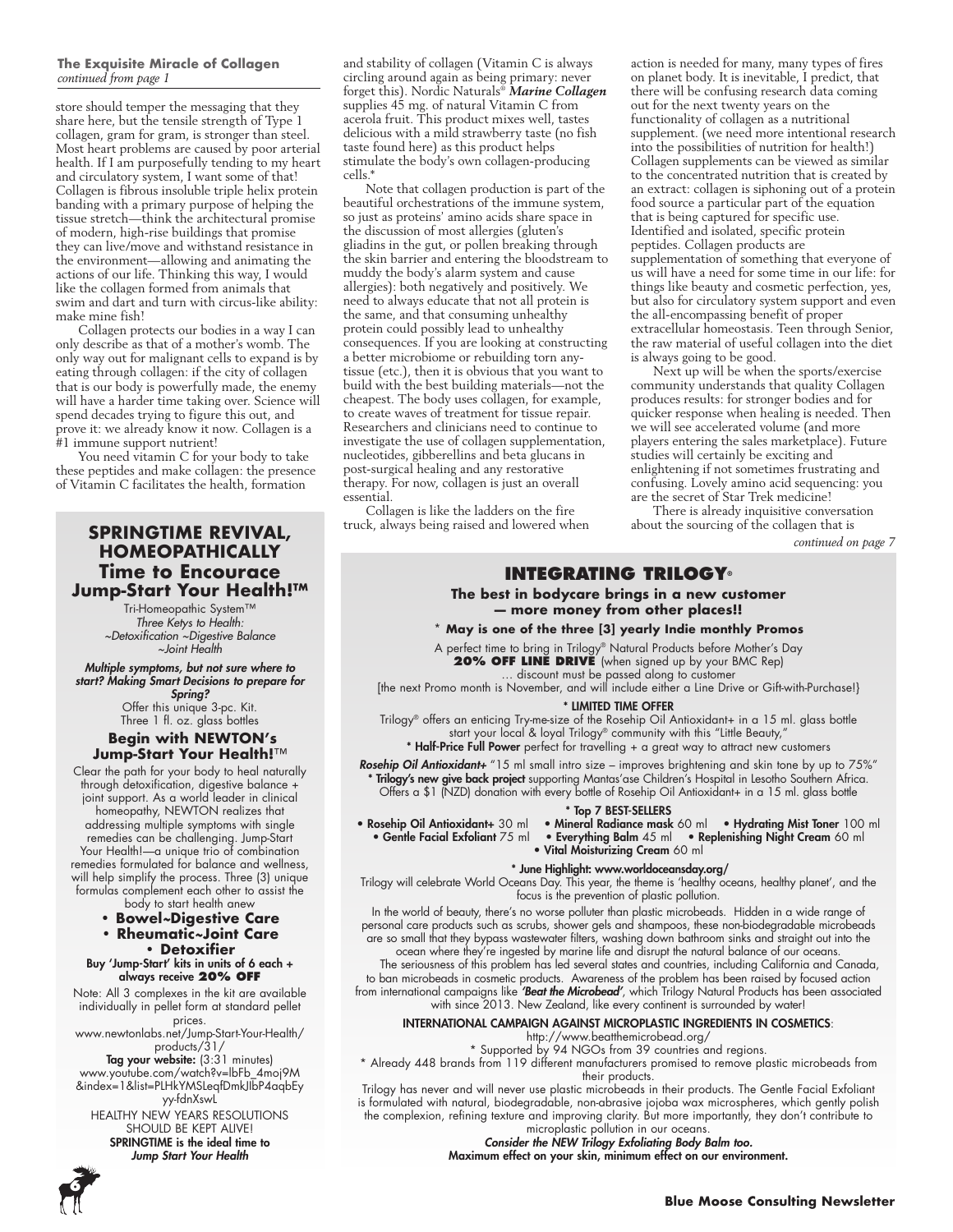**The Exquisite Miracle of Collagen**
*continued from page 1*

store should temper the messaging that they share here, but the tensile strength of Type 1 collagen, gram for gram, is stronger than steel. Most heart problems are caused by poor arterial health. If I am purposefully tending to my heart and circulatory system, I want some of that! Collagen is fibrous insoluble triple helix protein banding with a primary purpose of helping the tissue stretch—think the architectural promise of modern, high-rise buildings that promise they can live/move and withstand resistance in the environment—allowing and animating the actions of our life. Thinking this way, I would like the collagen formed from animals that swim and dart and turn with circus-like ability: make mine fish!

Collagen protects our bodies in a way I can only describe as that of a mother's womb. The only way out for malignant cells to expand is by eating through collagen: if the city of collagen that is our body is powerfully made, the enemy will have a harder time taking over. Science will spend decades trying to figure this out, and prove it: we already know it now. Collagen is a #1 immune support nutrient!

You need vitamin C for your body to take these peptides and make collagen: the presence of Vitamin C facilitates the health, formation and stability of collagen (Vitamin C is always circling around again as being primary: never forget this). Nordic Naturals® ***Marine Collagen*** supplies 45 mg. of natural Vitamin C from acerola fruit. This product mixes well, tastes delicious with a mild strawberry taste (no fish taste found here) as this product helps stimulate the body's own collagen-producing cells.*

Note that collagen production is part of the beautiful orchestrations of the immune system, so just as proteins' amino acids share space in the discussion of most allergies (gluten's gliadins in the gut, or pollen breaking through the skin barrier and entering the bloodstream to muddy the body's alarm system and cause allergies): both negatively and positively. We need to always educate that not all protein is the same, and that consuming unhealthy protein could possibly lead to unhealthy consequences. If you are looking at constructing a better microbiome or rebuilding torn any-tissue (etc.), then it is obvious that you want to build with the best building materials—not the cheapest. The body uses collagen, for example, to create waves of treatment for tissue repair. Researchers and clinicians need to continue to investigate the use of collagen supplementation, nucleotides, gibberellins and beta glucans in post-surgical healing and any restorative therapy. For now, collagen is just an overall essential.

Collagen is like the ladders on the fire truck, always being raised and lowered when action is needed for many, many types of fires on planet body. It is inevitable, I predict, that there will be confusing research data coming out for the next twenty years on the functionality of collagen as a nutritional supplement. (we need more intentional research into the possibilities of nutrition for health!) Collagen supplements can be viewed as similar to the concentrated nutrition that is created by an extract: collagen is siphoning out of a protein food source a particular part of the equation that is being captured for specific use. Identified and isolated, specific protein peptides. Collagen products are supplementation of something that everyone of us will have a need for some time in our life: for things like beauty and cosmetic perfection, yes, but also for circulatory system support and even the all-encompassing benefit of proper extracellular homeostasis. Teen through Senior, the raw material of useful collagen into the diet is always going to be good.

Next up will be when the sports/exercise community understands that quality Collagen produces results: for stronger bodies and for quicker response when healing is needed. Then we will see accelerated volume (and more players entering the sales marketplace). Future studies will certainly be exciting and enlightening if not sometimes frustrating and confusing. Lovely amino acid sequencing: you are the secret of Star Trek medicine!

There is already inquisitive conversation about the sourcing of the collagen that is

*continued on page 7*

## SPRINGTIME REVIVAL, HOMEOPATHICALLY
## Time to Encourace Jump-Start Your Health!™

Tri-Homeopathic System™
*Three Ketys to Health:*
*~Detoxification ~Digestive Balance ~Joint Health*

***Multiple symptoms, but not sure where to start? Making Smart Decisions to prepare for Spring?***
Offer this unique 3-pc. Kit.
Three 1 fl. oz. glass bottles

### Begin with NEWTON's Jump-Start Your Health!™

Clear the path for your body to heal naturally through detoxification, digestive balance + joint support. As a world leader in clinical homeopathy, NEWTON realizes that addressing multiple symptoms with single remedies can be challenging. Jump-Start Your Health!—a unique trio of combination remedies formulated for balance and wellness, will help simplify the process. Three (3) unique formulas complement each other to assist the body to start health anew

- **Bowel~Digestive Care**
- **Rheumatic~Joint Care**
- **Detoxifier**

**Buy 'Jump-Start' kits in units of 6 each + always receive 20% OFF**

Note: All 3 complexes in the kit are available individually in pellet form at standard pellet prices.
www.newtonlabs.net/Jump-Start-Your-Health/products/31/

**Tag your website:** (3:31 minutes)
www.youtube.com/watch?v=lbFb_4moj9M&index=1&list=PLHkYMSLeqfDmkJlbP4aqbEyyy-fdnXswL

HEALTHY NEW YEARS RESOLUTIONS SHOULD BE KEPT ALIVE!
**SPRINGTIME is the ideal time to *Jump Start Your Health***

## INTEGRATING TRILOGY®

**The best in bodycare brings in a new customer — more money from other places!!**

**\* May is one of the three [3] yearly Indie monthly Promos**

A perfect time to bring in Trilogy® Natural Products before Mother's Day
**20% OFF LINE DRIVE** (when signed up by your BMC Rep)
… discount must be passed along to customer
[the next Promo month is November, and will include either a Line Drive or Gift-with-Purchase!}

**\* LIMITED TIME OFFER**
Trilogy® offers an enticing Try-me-size of the Rosehip Oil Antioxidant+ in a 15 ml. glass bottle start your local & loyal Trilogy® community with this "Little Beauty,"
**\* Half-Price Full Power** perfect for travelling + a great way to attract new customers

***Rosehip Oil Antioxidant+*** "15 ml small intro size – improves brightening and skin tone by up to 75%"
**\* Trilogy's new give back project** supporting Mantas'ase Children's Hospital in Lesotho Southern Africa. Offers a $1 (NZD) donation with every bottle of Rosehip Oil Antioxidant+ in a 15 ml. glass bottle

**\* Top 7 BEST-SELLERS**
- **Rosehip Oil Antioxidant+** 30 ml
- **Mineral Radiance mask** 60 ml
- **Hydrating Mist Toner** 100 ml
- **Gentle Facial Exfoliant** 75 ml
- **Everything Balm** 45 ml
- **Replenishing Night Cream** 60 ml
- **Vital Moisturizing Cream** 60 ml

**\* June Highlight: www.worldoceansday.org/**
Trilogy will celebrate World Oceans Day. This year, the theme is 'healthy oceans, healthy planet', and the focus is the prevention of plastic pollution.

In the world of beauty, there's no worse polluter than plastic microbeads. Hidden in a wide range of personal care products such as scrubs, shower gels and shampoos, these non-biodegradable microbeads are so small that they bypass wastewater filters, washing down bathroom sinks and straight out into the ocean where they're ingested by marine life and disrupt the natural balance of our oceans.

The seriousness of this problem has led several states and countries, including California and Canada, to ban microbeads in cosmetic products. Awareness of the problem has been raised by focused action from international campaigns like ***'Beat the Microbead'***, which Trilogy Natural Products has been associated with since 2013. New Zealand, like every continent is surrounded by water!

**INTERNATIONAL CAMPAIGN AGAINST MICROPLASTIC INGREDIENTS IN COSMETICS**:
http://www.beatthemicrobead.org/
\* Supported by 94 NGOs from 39 countries and regions.
\* Already 448 brands from 119 different manufacturers promised to remove plastic microbeads from their products.

Trilogy has never and will never use plastic microbeads in their products. The Gentle Facial Exfoliant is formulated with natural, biodegradable, non-abrasive jojoba wax microspheres, which gently polish the complexion, refining texture and improving clarity. But more importantly, they don't contribute to microplastic pollution in our oceans.

***Consider the NEW Trilogy Exfoliating Body Balm too.***
**Maximum effect on your skin, minimum effect on our environment.**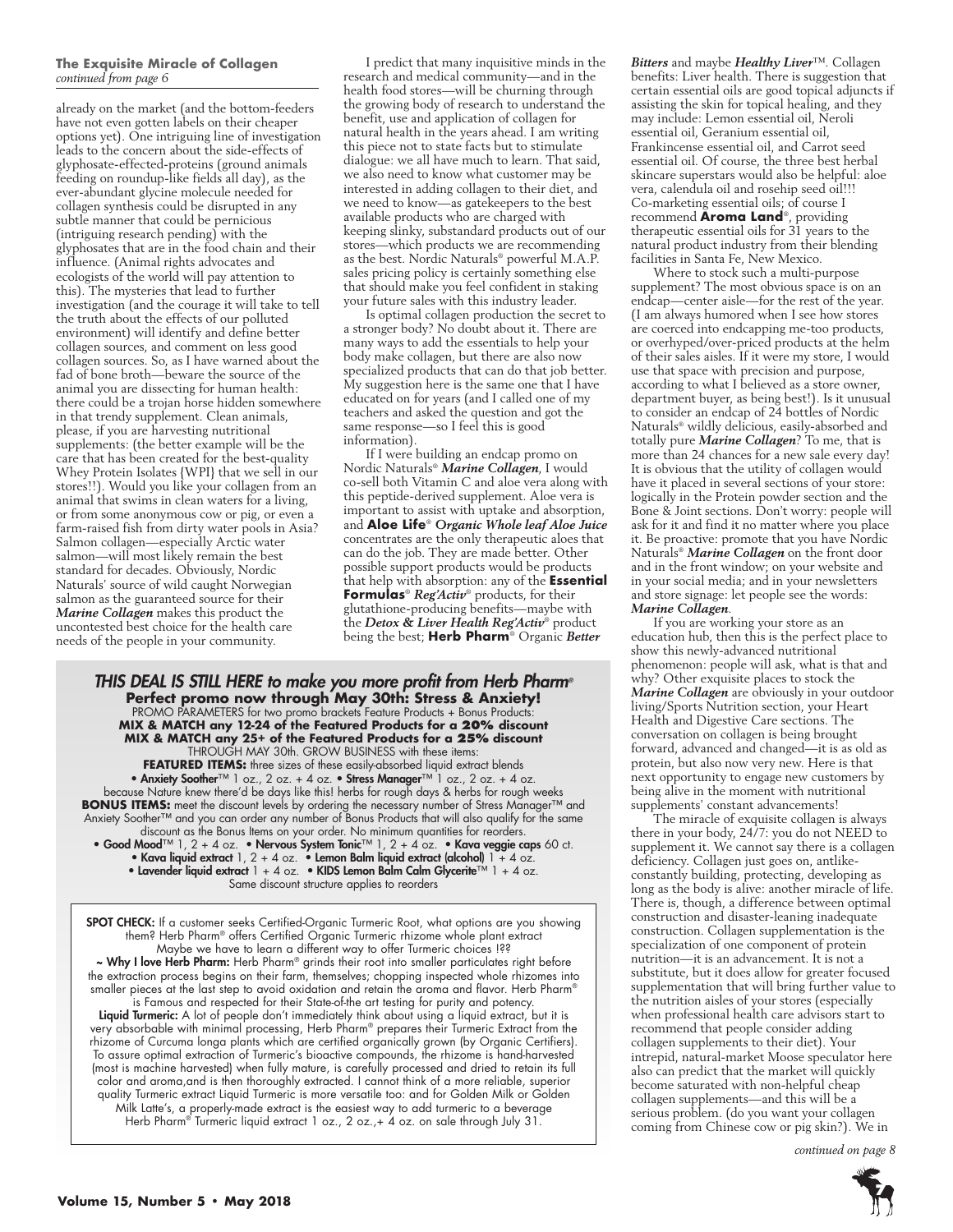**The Exquisite Miracle of Collagen**
*continued from page 6*

already on the market (and the bottom-feeders have not even gotten labels on their cheaper options yet). One intriguing line of investigation leads to the concern about the side-effects of glyphosate-effected-proteins (ground animals feeding on roundup-like fields all day), as the ever-abundant glycine molecule needed for collagen synthesis could be disrupted in any subtle manner that could be pernicious (intriguing research pending) with the glyphosates that are in the food chain and their influence. (Animal rights advocates and ecologists of the world will pay attention to this). The mysteries that lead to further investigation (and the courage it will take to tell the truth about the effects of our polluted environment) will identify and define better collagen sources, and comment on less good collagen sources. So, as I have warned about the fad of bone broth—beware the source of the animal you are dissecting for human health: there could be a trojan horse hidden somewhere in that trendy supplement. Clean animals, please, if you are harvesting nutritional supplements: (the better example will be the care that has been created for the best-quality Whey Protein Isolates (WPI) that we sell in our stores!!). Would you like your collagen from an animal that swims in clean waters for a living, or from some anonymous cow or pig, or even a farm-raised fish from dirty water pools in Asia? Salmon collagen—especially Arctic water salmon—will most likely remain the best standard for decades. Obviously, Nordic Naturals' source of wild caught Norwegian salmon as the guaranteed source for their *Marine Collagen* makes this product the uncontested best choice for the health care needs of the people in your community.

I predict that many inquisitive minds in the research and medical community—and in the health food stores—will be churning through the growing body of research to understand the benefit, use and application of collagen for natural health in the years ahead. I am writing this piece not to state facts but to stimulate dialogue: we all have much to learn. That said, we also need to know what customer may be interested in adding collagen to their diet, and we need to know—as gatekeepers to the best available products who are charged with keeping slinky, substandard products out of our stores—which products we are recommending as the best. Nordic Naturals® powerful M.A.P. sales pricing policy is certainly something else that should make you feel confident in staking your future sales with this industry leader.

Is optimal collagen production the secret to a stronger body? No doubt about it. There are many ways to add the essentials to help your body make collagen, but there are also now specialized products that can do that job better. My suggestion here is the same one that I have educated on for years (and I called one of my teachers and asked the question and got the same response—so I feel this is good information).

If I were building an endcap promo on Nordic Naturals® *Marine Collagen*, I would co-sell both Vitamin C and aloe vera along with this peptide-derived supplement. Aloe vera is important to assist with uptake and absorption, and **Aloe Life**® *Organic Whole leaf Aloe Juice* concentrates are the only therapeutic aloes that can do the job. They are made better. Other possible support products would be products that help with absorption: any of the **Essential Formulas**® *Reg'Activ*® products, for their glutathione-producing benefits—maybe with the *Detox & Liver Health Reg'Activ*® product being the best; **Herb Pharm**® Organic *Better Bitters* and maybe *Healthy Liver*™. Collagen benefits: Liver health. There is suggestion that certain essential oils are good topical adjuncts if assisting the skin for topical healing, and they may include: Lemon essential oil, Neroli essential oil, Geranium essential oil, Frankincense essential oil, and Carrot seed essential oil. Of course, the three best herbal skincare superstars would also be helpful: aloe vera, calendula oil and rosehip seed oil!!! Co-marketing essential oils; of course I recommend **Aroma Land**®, providing therapeutic essential oils for 31 years to the natural product industry from their blending facilities in Santa Fe, New Mexico.

Where to stock such a multi-purpose supplement? The most obvious space is on an endcap—center aisle—for the rest of the year. (I am always humored when I see how stores are coerced into endcapping me-too products, or overhyped/over-priced products at the helm of their sales aisles. If it were my store, I would use that space with precision and purpose, according to what I believed as a store owner, department buyer, as being best!). Is it unusual to consider an endcap of 24 bottles of Nordic Naturals® wildly delicious, easily-absorbed and totally pure *Marine Collagen*? To me, that is more than 24 chances for a new sale every day! It is obvious that the utility of collagen would have it placed in several sections of your store: logically in the Protein powder section and the Bone & Joint sections. Don't worry: people will ask for it and find it no matter where you place it. Be proactive: promote that you have Nordic Naturals® *Marine Collagen* on the front door and in the front window; on your website and in your social media; and in your newsletters and store signage: let people see the words: *Marine Collagen*.

If you are working your store as an education hub, then this is the perfect place to show this newly-advanced nutritional phenomenon: people will ask, what is that and why? Other exquisite places to stock the *Marine Collagen* are obviously in your outdoor living/Sports Nutrition section, your Heart Health and Digestive Care sections. The conversation on collagen is being brought forward, advanced and changed—it is as old as protein, but also now very new. Here is that next opportunity to engage new customers by being alive in the moment with nutritional supplements' constant advancements!

The miracle of exquisite collagen is always there in your body, 24/7: you do not NEED to supplement it. We cannot say there is a collagen deficiency. Collagen just goes on, antlike-constantly building, protecting, developing as long as the body is alive: another miracle of life. There is, though, a difference between optimal construction and disaster-leaning inadequate construction. Collagen supplementation is the specialization of one component of protein nutrition—it is an advancement. It is not a substitute, but it does allow for greater focused supplementation that will bring further value to the nutrition aisles of your stores (especially when professional health care advisors start to recommend that people consider adding collagen supplements to their diet). Your intrepid, natural-market Moose speculator here also can predict that the market will quickly become saturated with non-helpful cheap collagen supplements—and this will be a serious problem. (do you want your collagen coming from Chinese cow or pig skin?). We in

*continued on page 8*

---

## *THIS DEAL IS STILL HERE to make you more profit from Herb Pharm*®

**Perfect promo now through May 30th: Stress & Anxiety!**

PROMO PARAMETERS for two promo brackets Feature Products + Bonus Products:
**MIX & MATCH any 12-24 of the Featured Products for a 20% discount**
**MIX & MATCH any 25+ of the Featured Products for a 25% discount**
THROUGH MAY 30th. GROW BUSINESS with these items:

**FEATURED ITEMS:** three sizes of these easily-absorbed liquid extract blends
• **Anxiety Soother**™ 1 oz., 2 oz. + 4 oz. • **Stress Manager**™ 1 oz., 2 oz. + 4 oz.
because Nature knew there'd be days like this! herbs for rough days & herbs for rough weeks

**BONUS ITEMS:** meet the discount levels by ordering the necessary number of Stress Manager™ and Anxiety Soother™ and you can order any number of Bonus Products that will also qualify for the same discount as the Bonus Items on your order. No minimum quantities for reorders.
• **Good Mood**™ 1, 2 + 4 oz. • **Nervous System Tonic**™ 1, 2 + 4 oz. • **Kava veggie caps** 60 ct.
• **Kava liquid extract** 1, 2 + 4 oz. • **Lemon Balm liquid extract (alcohol)** 1 + 4 oz.
• **Lavender liquid extract** 1 + 4 oz. • **KIDS Lemon Balm Calm Glycerite**™ 1 + 4 oz.
Same discount structure applies to reorders

---

**SPOT CHECK:** If a customer seeks Certified-Organic Turmeric Root, what options are you showing them? Herb Pharm® offers Certified Organic Turmeric rhizome whole plant extract
Maybe we have to learn a different way to offer Turmeric choices !??

**~ Why I love Herb Pharm:** Herb Pharm® grinds their root into smaller particulates right before the extraction process begins on their farm, themselves; chopping inspected whole rhizomes into smaller pieces at the last step to avoid oxidation and retain the aroma and flavor. Herb Pharm® is Famous and respected for their State-of-the art testing for purity and potency.

**Liquid Turmeric:** A lot of people don't immediately think about using a liquid extract, but it is very absorbable with minimal processing, Herb Pharm® prepares their Turmeric Extract from the rhizome of Curcuma longa plants which are certified organically grown (by Organic Certifiers). To assure optimal extraction of Turmeric's bioactive compounds, the rhizome is hand-harvested (most is machine harvested) when fully mature, is carefully processed and dried to retain its full color and aroma,and is then thoroughly extracted. I cannot think of a more reliable, superior quality Turmeric extract Liquid Turmeric is more versatile too: and for Golden Milk or Golden Milk Latte's, a properly-made extract is the easiest way to add turmeric to a beverage Herb Pharm® Turmeric liquid extract 1 oz., 2 oz.,+ 4 oz. on sale through July 31.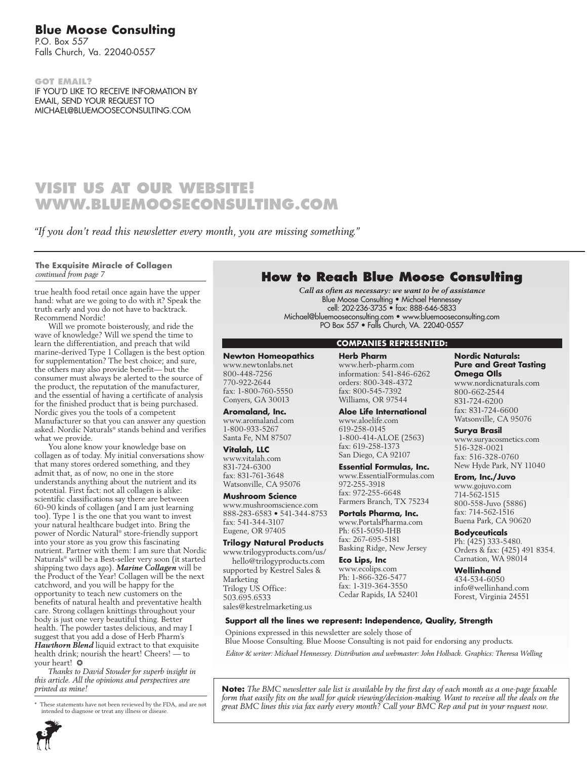**Blue Moose Consulting**
P.O. Box 557
Falls Church, Va. 22040-0557

**GOT EMAIL?**
IF YOU'D LIKE TO RECEIVE INFORMATION BY EMAIL, SEND YOUR REQUEST TO MICHAEL@BLUEMOOSECONSULTING.COM

## VISIT US AT OUR WEBSITE! WWW.BLUEMOOSECONSULTING.COM

*"If you don't read this newsletter every month, you are missing something."*

**The Exquisite Miracle of Collagen**
*continued from page 7*

true health food retail once again have the upper hand: what are we going to do with it? Speak the truth early and you do not have to backtrack. Recommend Nordic!

Will we promote boisterously, and ride the wave of knowledge? Will we spend the time to learn the differentiation, and preach that wild marine-derived Type 1 Collagen is the best option for supplementation? The best choice; and sure, the others may also provide benefit— but the consumer must always be alerted to the source of the product, the reputation of the manufacturer, and the essential of having a certificate of analysis for the finished product that is being purchased. Nordic gives you the tools of a competent Manufacturer so that you can answer any question asked. Nordic Naturals® stands behind and verifies what we provide.

You alone know your knowledge base on collagen as of today. My initial conversations show that many stores ordered something, and they admit that, as of now, no one in the store understands anything about the nutrient and its potential. First fact: not all collagen is alike: scientific classifications say there are between 60-90 kinds of collagen (and I am just learning too). Type 1 is the one that you want to invest your natural healthcare budget into. Bring the power of Nordic Natural® store-friendly support into your store as you grow this fascinating nutrient. Partner with them: I am sure that Nordic Naturals® will be a Best-seller very soon (it started shipping two days ago). ***Marine Collagen*** will be the Product of the Year! Collagen will be the next catchword, and you will be happy for the opportunity to teach new customers on the benefits of natural health and preventative health care. Strong collagen knittings throughout your body is just one very beautiful thing. Better health. The powder tastes delicious, and may I suggest that you add a dose of Herb Pharm's ***Hawthorn Blend*** liquid extract to that exquisite health drink; nourish the heart! Cheers! — to your heart! ✪

*Thanks to David Stouder for superb insight in this article. All the opinions and perspectives are printed as mine!*

\* These statements have not been reviewed by the FDA, and are not intended to diagnose or treat any illness or disease.

## How to Reach Blue Moose Consulting

*Call as often as necessary: we want to be of assistance*
Blue Moose Consulting • Michael Hennessey
cell: 202-236-3735 • fax: 888-646-5833
Michael@bluemooseconsulting.com • www.bluemooseconsulting.com
PO Box 557 • Falls Church, VA. 22040-0557

### COMPANIES REPRESENTED:

**Newton Homeopathics**
www.newtonlabs.net
800-448-7256
770-922-2644
fax: 1-800-760-5550
Conyers, GA 30013

**Aromaland, Inc.**
www.aromaland.com
1-800-933-5267
Santa Fe, NM 87507

**Vitalah, LLC**
www.vitalah.com
831-724-6300
fax: 831-761-3648
Watsonville, CA 95076

**Mushroom Science**
www.mushroomscience.com
888-283-6583 • 541-344-8753
fax: 541-344-3107
Eugene, OR 97405

**Trilogy Natural Products**
www.trilogyproducts.com/us/
hello@trilogyproducts.com
supported by Kestrel Sales & Marketing
Trilogy US Office:
503.695.6533
sales@kestrelmarketing.us

**Herb Pharm**
www.herb-pharm.com
information: 541-846-6262
orders: 800-348-4372
fax: 800-545-7392
Williams, OR 97544

**Aloe Life International**
www.aloelife.com
619-258-0145
1-800-414-ALOE (2563)
fax: 619-258-1373
San Diego, CA 92107

**Essential Formulas, Inc.**
www.EssentialFormulas.com
972-255-3918
fax: 972-255-6648
Farmers Branch, TX 75234

**Portals Pharma, Inc.**
www.PortalsPharma.com
Ph: 651-5050-IHB
fax: 267-695-5181
Basking Ridge, New Jersey

**Eco Lips, Inc**
www.ecolips.com
Ph: 1-866-326-5477
fax: 1-319-364-3550
Cedar Rapids, IA 52401

**Nordic Naturals: Pure and Great Tasting Omega Oils**
www.nordicnaturals.com
800-662-2544
831-724-6200
fax: 831-724-6600
Watsonville, CA 95076

**Surya Brasil**
www.suryacosmetics.com
516-328-0021
fax: 516-328-0760
New Hyde Park, NY 11040

**Erom, Inc./Juvo**
www.gojuvo.com
714-562-1515
800-558-Juvo (5886)
fax: 714-562-1516
Buena Park, CA 90620

**Bodyceuticals**
Ph: (425) 333-5480.
Orders & fax: (425) 491 8354.
Carnation, WA 98014

**Wellinhand**
434-534-6050
info@wellinhand.com
Forest, Virginia 24551

**Support all the lines we represent: Independence, Quality, Strength**

Opinions expressed in this newsletter are solely those of Blue Moose Consulting. Blue Moose Consulting is not paid for endorsing any products.

*Editor & writer: Michael Hennessey. Distribution and webmaster: John Holback. Graphics: Theresa Welling*

**Note:** *The BMC newsletter sale list is available by the first day of each month as a one-page faxable form that easily fits on the wall for quick viewing/decision-making. Want to receive all the deals on the great BMC lines this via fax early every month? Call your BMC Rep and put in your request now.*